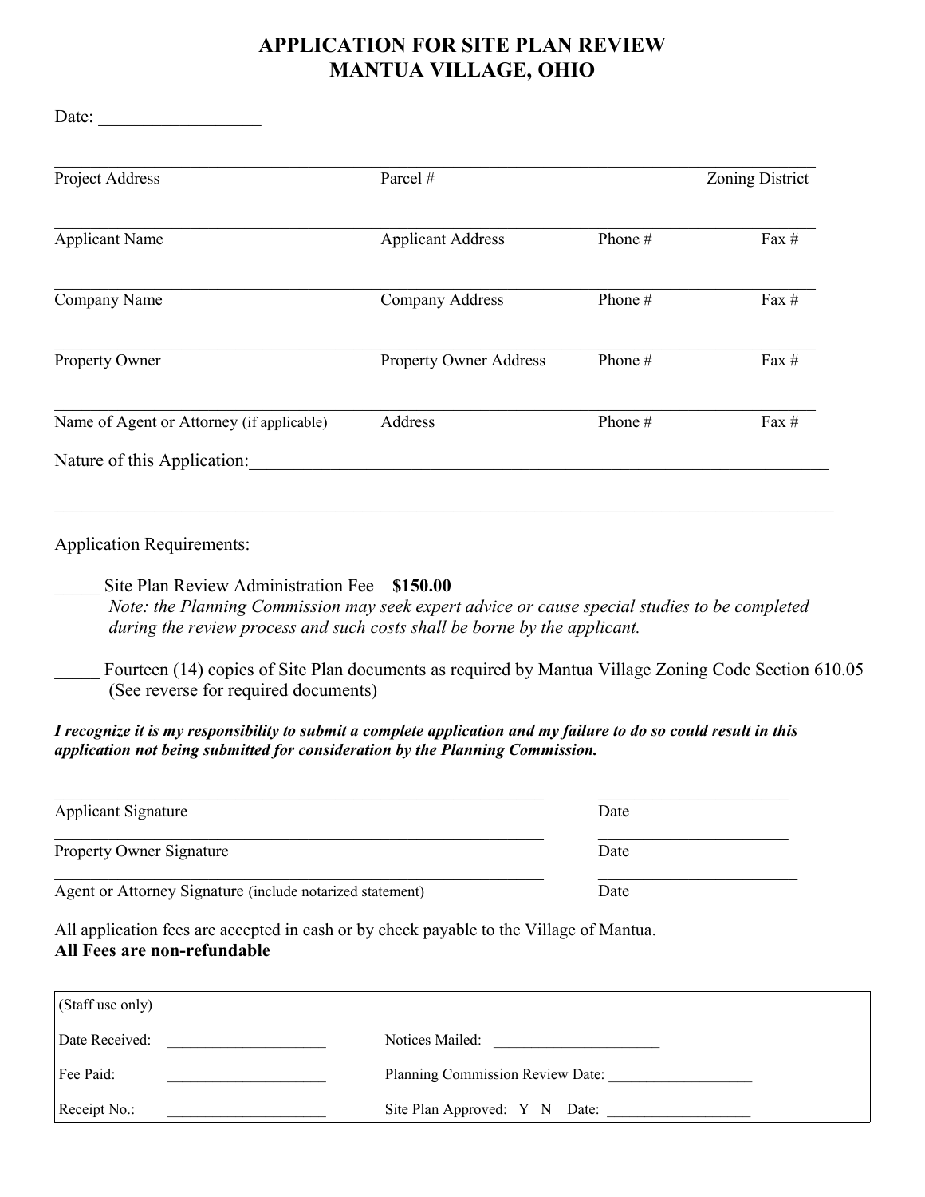# APPLICATION FOR SITE PLAN REVIEW
# MANTUA VILLAGE, OHIO

Date: __________________

| Project Address | Parcel # | | Zoning District |
|---|---|---|---|
| Applicant Name | Applicant Address | Phone # | Fax # |
| Company Name | Company Address | Phone # | Fax # |
| Property Owner | Property Owner Address | Phone # | Fax # |
| Name of Agent or Attorney (if applicable) | Address | Phone # | Fax # |

Nature of this Application:_________________________________________________________________

_____________________________________________________________________________________

Application Requirements:

_____ Site Plan Review Administration Fee – **$150.00**
*Note: the Planning Commission may seek expert advice or cause special studies to be completed during the review process and such costs shall be borne by the applicant.*

_____ Fourteen (14) copies of Site Plan documents as required by Mantua Village Zoning Code Section 610.05 (See reverse for required documents)

***I recognize it is my responsibility to submit a complete application and my failure to do so could result in this application not being submitted for consideration by the Planning Commission.***

_______________________________________________ &nbsp;&nbsp; ______________________
Applicant Signature &nbsp;&nbsp; Date

_______________________________________________ &nbsp;&nbsp; ______________________
Property Owner Signature &nbsp;&nbsp; Date

_______________________________________________ &nbsp;&nbsp; ______________________
Agent or Attorney Signature (include notarized statement) &nbsp;&nbsp; Date

All application fees are accepted in cash or by check payable to the Village of Mantua.
**All Fees are non-refundable**

| (Staff use only) | | | |
|---|---|---|---|
| Date Received: | ____________________ | Notices Mailed: | ____________________ |
| Fee Paid: | ____________________ | Planning Commission Review Date: | ____________________ |
| Receipt No.: | ____________________ | Site Plan Approved: Y N Date: | ____________________ |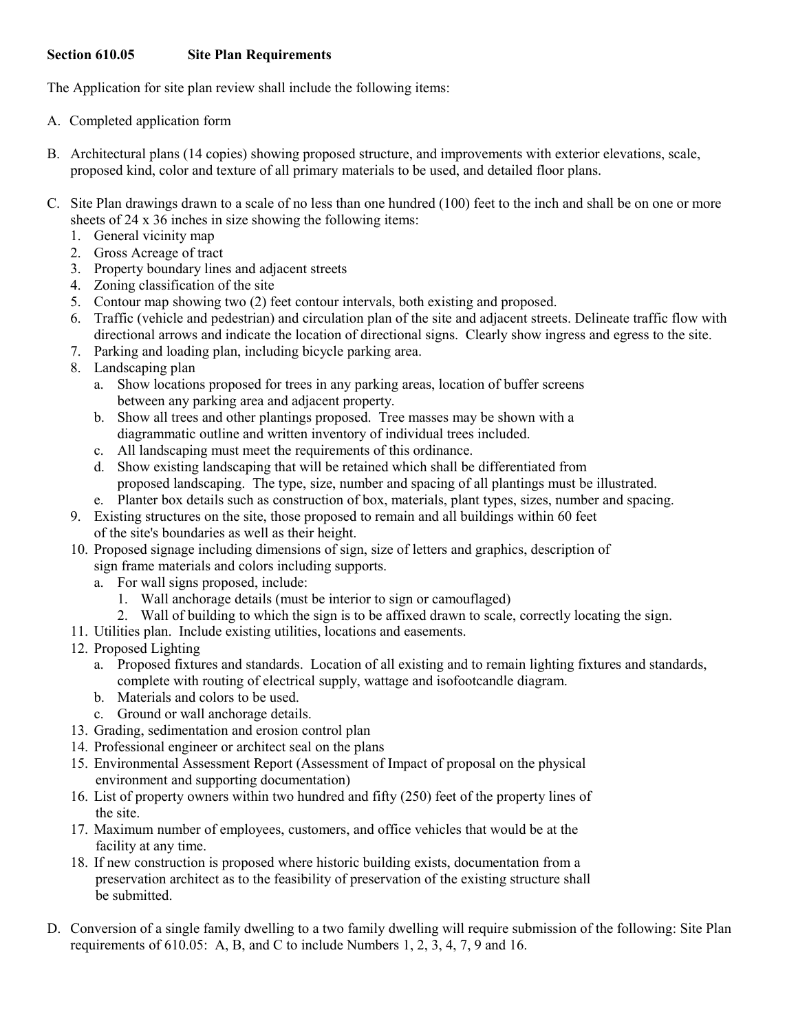**Section 610.05 Site Plan Requirements**

The Application for site plan review shall include the following items:

A. Completed application form

B. Architectural plans (14 copies) showing proposed structure, and improvements with exterior elevations, scale, proposed kind, color and texture of all primary materials to be used, and detailed floor plans.

C. Site Plan drawings drawn to a scale of no less than one hundred (100) feet to the inch and shall be on one or more sheets of 24 x 36 inches in size showing the following items:
   1. General vicinity map
   2. Gross Acreage of tract
   3. Property boundary lines and adjacent streets
   4. Zoning classification of the site
   5. Contour map showing two (2) feet contour intervals, both existing and proposed.
   6. Traffic (vehicle and pedestrian) and circulation plan of the site and adjacent streets. Delineate traffic flow with directional arrows and indicate the location of directional signs. Clearly show ingress and egress to the site.
   7. Parking and loading plan, including bicycle parking area.
   8. Landscaping plan
      a. Show locations proposed for trees in any parking areas, location of buffer screens between any parking area and adjacent property.
      b. Show all trees and other plantings proposed. Tree masses may be shown with a diagrammatic outline and written inventory of individual trees included.
      c. All landscaping must meet the requirements of this ordinance.
      d. Show existing landscaping that will be retained which shall be differentiated from proposed landscaping. The type, size, number and spacing of all plantings must be illustrated.
      e. Planter box details such as construction of box, materials, plant types, sizes, number and spacing.
   9. Existing structures on the site, those proposed to remain and all buildings within 60 feet of the site's boundaries as well as their height.
   10. Proposed signage including dimensions of sign, size of letters and graphics, description of sign frame materials and colors including supports.
      a. For wall signs proposed, include:
         1. Wall anchorage details (must be interior to sign or camouflaged)
         2. Wall of building to which the sign is to be affixed drawn to scale, correctly locating the sign.
   11. Utilities plan. Include existing utilities, locations and easements.
   12. Proposed Lighting
      a. Proposed fixtures and standards. Location of all existing and to remain lighting fixtures and standards, complete with routing of electrical supply, wattage and isofootcandle diagram.
      b. Materials and colors to be used.
      c. Ground or wall anchorage details.
   13. Grading, sedimentation and erosion control plan
   14. Professional engineer or architect seal on the plans
   15. Environmental Assessment Report (Assessment of Impact of proposal on the physical environment and supporting documentation)
   16. List of property owners within two hundred and fifty (250) feet of the property lines of the site.
   17. Maximum number of employees, customers, and office vehicles that would be at the facility at any time.
   18. If new construction is proposed where historic building exists, documentation from a preservation architect as to the feasibility of preservation of the existing structure shall be submitted.

D. Conversion of a single family dwelling to a two family dwelling will require submission of the following: Site Plan requirements of 610.05: A, B, and C to include Numbers 1, 2, 3, 4, 7, 9 and 16.